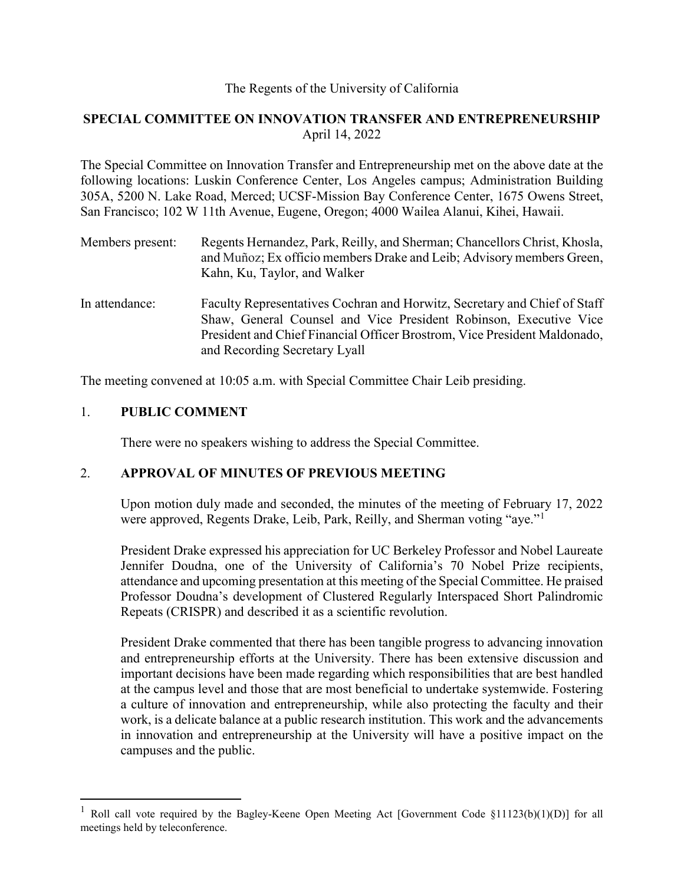The Regents of the University of California

**SPECIAL COMMITTEE ON INNOVATION TRANSFER AND ENTREPRENEURSHIP**
April 14, 2022

The Special Committee on Innovation Transfer and Entrepreneurship met on the above date at the following locations: Luskin Conference Center, Los Angeles campus; Administration Building 305A, 5200 N. Lake Road, Merced; UCSF-Mission Bay Conference Center, 1675 Owens Street, San Francisco; 102 W 11th Avenue, Eugene, Oregon; 4000 Wailea Alanui, Kihei, Hawaii.

Members present: Regents Hernandez, Park, Reilly, and Sherman; Chancellors Christ, Khosla, and Muñoz; Ex officio members Drake and Leib; Advisory members Green, Kahn, Ku, Taylor, and Walker

In attendance: Faculty Representatives Cochran and Horwitz, Secretary and Chief of Staff Shaw, General Counsel and Vice President Robinson, Executive Vice President and Chief Financial Officer Brostrom, Vice President Maldonado, and Recording Secretary Lyall

The meeting convened at 10:05 a.m. with Special Committee Chair Leib presiding.

1. **PUBLIC COMMENT**

   There were no speakers wishing to address the Special Committee.

2. **APPROVAL OF MINUTES OF PREVIOUS MEETING**

   Upon motion duly made and seconded, the minutes of the meeting of February 17, 2022 were approved, Regents Drake, Leib, Park, Reilly, and Sherman voting "aye."[1]

   President Drake expressed his appreciation for UC Berkeley Professor and Nobel Laureate Jennifer Doudna, one of the University of California's 70 Nobel Prize recipients, attendance and upcoming presentation at this meeting of the Special Committee. He praised Professor Doudna's development of Clustered Regularly Interspaced Short Palindromic Repeats (CRISPR) and described it as a scientific revolution.

   President Drake commented that there has been tangible progress to advancing innovation and entrepreneurship efforts at the University. There has been extensive discussion and important decisions have been made regarding which responsibilities that are best handled at the campus level and those that are most beneficial to undertake systemwide. Fostering a culture of innovation and entrepreneurship, while also protecting the faculty and their work, is a delicate balance at a public research institution. This work and the advancements in innovation and entrepreneurship at the University will have a positive impact on the campuses and the public.

[1] Roll call vote required by the Bagley-Keene Open Meeting Act [Government Code §11123(b)(1)(D)] for all meetings held by teleconference.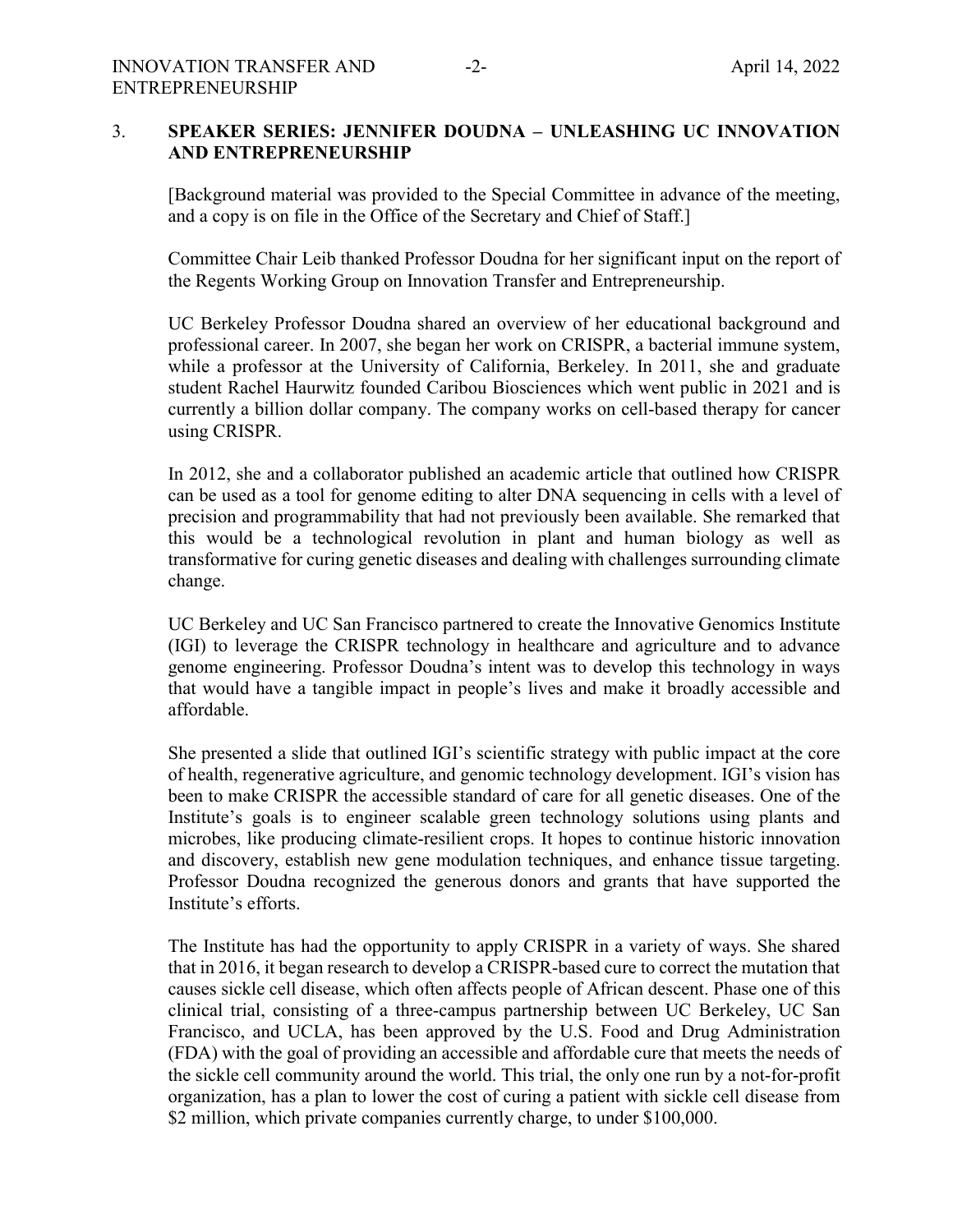3. **SPEAKER SERIES: JENNIFER DOUDNA – UNLEASHING UC INNOVATION AND ENTREPRENEURSHIP**

[Background material was provided to the Special Committee in advance of the meeting, and a copy is on file in the Office of the Secretary and Chief of Staff.]

Committee Chair Leib thanked Professor Doudna for her significant input on the report of the Regents Working Group on Innovation Transfer and Entrepreneurship.

UC Berkeley Professor Doudna shared an overview of her educational background and professional career. In 2007, she began her work on CRISPR, a bacterial immune system, while a professor at the University of California, Berkeley. In 2011, she and graduate student Rachel Haurwitz founded Caribou Biosciences which went public in 2021 and is currently a billion dollar company. The company works on cell-based therapy for cancer using CRISPR.

In 2012, she and a collaborator published an academic article that outlined how CRISPR can be used as a tool for genome editing to alter DNA sequencing in cells with a level of precision and programmability that had not previously been available. She remarked that this would be a technological revolution in plant and human biology as well as transformative for curing genetic diseases and dealing with challenges surrounding climate change.

UC Berkeley and UC San Francisco partnered to create the Innovative Genomics Institute (IGI) to leverage the CRISPR technology in healthcare and agriculture and to advance genome engineering. Professor Doudna's intent was to develop this technology in ways that would have a tangible impact in people's lives and make it broadly accessible and affordable.

She presented a slide that outlined IGI's scientific strategy with public impact at the core of health, regenerative agriculture, and genomic technology development. IGI's vision has been to make CRISPR the accessible standard of care for all genetic diseases. One of the Institute's goals is to engineer scalable green technology solutions using plants and microbes, like producing climate-resilient crops. It hopes to continue historic innovation and discovery, establish new gene modulation techniques, and enhance tissue targeting. Professor Doudna recognized the generous donors and grants that have supported the Institute's efforts.

The Institute has had the opportunity to apply CRISPR in a variety of ways. She shared that in 2016, it began research to develop a CRISPR-based cure to correct the mutation that causes sickle cell disease, which often affects people of African descent. Phase one of this clinical trial, consisting of a three-campus partnership between UC Berkeley, UC San Francisco, and UCLA, has been approved by the U.S. Food and Drug Administration (FDA) with the goal of providing an accessible and affordable cure that meets the needs of the sickle cell community around the world. This trial, the only one run by a not-for-profit organization, has a plan to lower the cost of curing a patient with sickle cell disease from $2 million, which private companies currently charge, to under $100,000.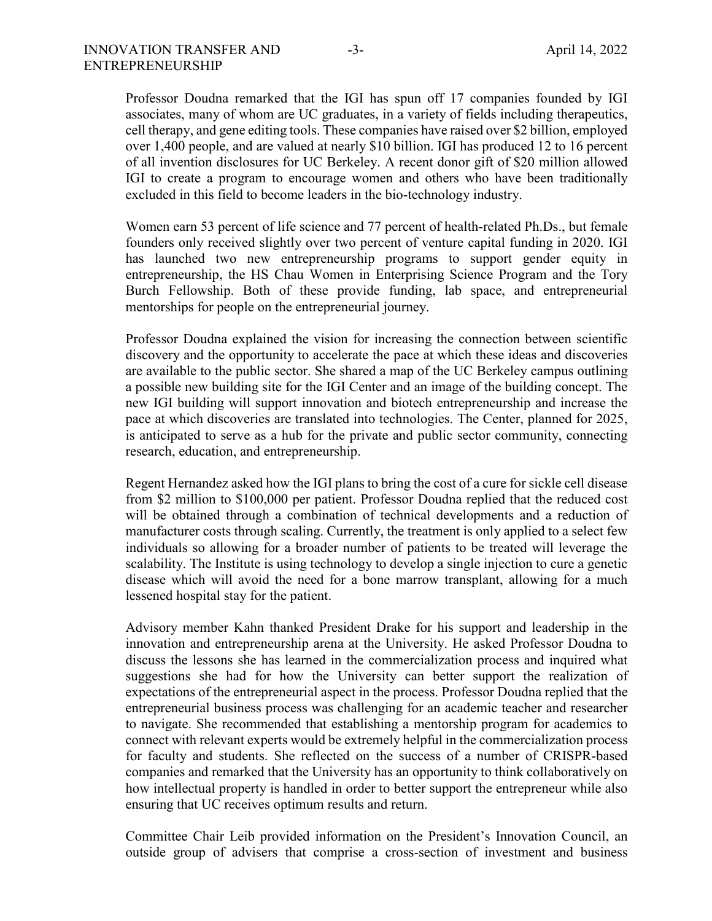Professor Doudna remarked that the IGI has spun off 17 companies founded by IGI associates, many of whom are UC graduates, in a variety of fields including therapeutics, cell therapy, and gene editing tools. These companies have raised over $2 billion, employed over 1,400 people, and are valued at nearly $10 billion. IGI has produced 12 to 16 percent of all invention disclosures for UC Berkeley. A recent donor gift of $20 million allowed IGI to create a program to encourage women and others who have been traditionally excluded in this field to become leaders in the bio-technology industry.

Women earn 53 percent of life science and 77 percent of health-related Ph.Ds., but female founders only received slightly over two percent of venture capital funding in 2020. IGI has launched two new entrepreneurship programs to support gender equity in entrepreneurship, the HS Chau Women in Enterprising Science Program and the Tory Burch Fellowship. Both of these provide funding, lab space, and entrepreneurial mentorships for people on the entrepreneurial journey.

Professor Doudna explained the vision for increasing the connection between scientific discovery and the opportunity to accelerate the pace at which these ideas and discoveries are available to the public sector. She shared a map of the UC Berkeley campus outlining a possible new building site for the IGI Center and an image of the building concept. The new IGI building will support innovation and biotech entrepreneurship and increase the pace at which discoveries are translated into technologies. The Center, planned for 2025, is anticipated to serve as a hub for the private and public sector community, connecting research, education, and entrepreneurship.

Regent Hernandez asked how the IGI plans to bring the cost of a cure for sickle cell disease from $2 million to $100,000 per patient. Professor Doudna replied that the reduced cost will be obtained through a combination of technical developments and a reduction of manufacturer costs through scaling. Currently, the treatment is only applied to a select few individuals so allowing for a broader number of patients to be treated will leverage the scalability. The Institute is using technology to develop a single injection to cure a genetic disease which will avoid the need for a bone marrow transplant, allowing for a much lessened hospital stay for the patient.

Advisory member Kahn thanked President Drake for his support and leadership in the innovation and entrepreneurship arena at the University. He asked Professor Doudna to discuss the lessons she has learned in the commercialization process and inquired what suggestions she had for how the University can better support the realization of expectations of the entrepreneurial aspect in the process. Professor Doudna replied that the entrepreneurial business process was challenging for an academic teacher and researcher to navigate. She recommended that establishing a mentorship program for academics to connect with relevant experts would be extremely helpful in the commercialization process for faculty and students. She reflected on the success of a number of CRISPR-based companies and remarked that the University has an opportunity to think collaboratively on how intellectual property is handled in order to better support the entrepreneur while also ensuring that UC receives optimum results and return.

Committee Chair Leib provided information on the President's Innovation Council, an outside group of advisers that comprise a cross-section of investment and business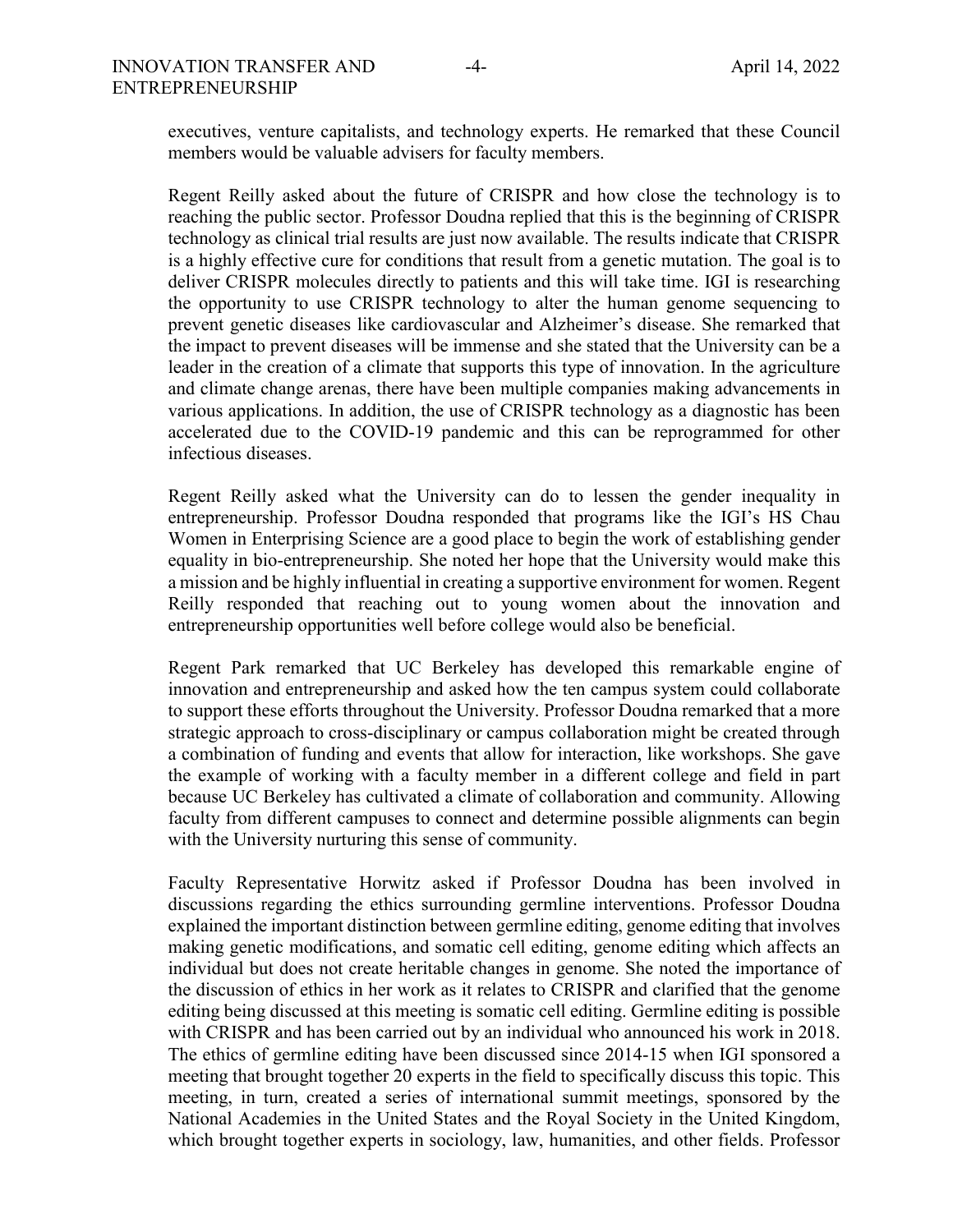executives, venture capitalists, and technology experts. He remarked that these Council members would be valuable advisers for faculty members.

Regent Reilly asked about the future of CRISPR and how close the technology is to reaching the public sector. Professor Doudna replied that this is the beginning of CRISPR technology as clinical trial results are just now available. The results indicate that CRISPR is a highly effective cure for conditions that result from a genetic mutation. The goal is to deliver CRISPR molecules directly to patients and this will take time. IGI is researching the opportunity to use CRISPR technology to alter the human genome sequencing to prevent genetic diseases like cardiovascular and Alzheimer's disease. She remarked that the impact to prevent diseases will be immense and she stated that the University can be a leader in the creation of a climate that supports this type of innovation. In the agriculture and climate change arenas, there have been multiple companies making advancements in various applications. In addition, the use of CRISPR technology as a diagnostic has been accelerated due to the COVID-19 pandemic and this can be reprogrammed for other infectious diseases.

Regent Reilly asked what the University can do to lessen the gender inequality in entrepreneurship. Professor Doudna responded that programs like the IGI's HS Chau Women in Enterprising Science are a good place to begin the work of establishing gender equality in bio-entrepreneurship. She noted her hope that the University would make this a mission and be highly influential in creating a supportive environment for women. Regent Reilly responded that reaching out to young women about the innovation and entrepreneurship opportunities well before college would also be beneficial.

Regent Park remarked that UC Berkeley has developed this remarkable engine of innovation and entrepreneurship and asked how the ten campus system could collaborate to support these efforts throughout the University. Professor Doudna remarked that a more strategic approach to cross-disciplinary or campus collaboration might be created through a combination of funding and events that allow for interaction, like workshops. She gave the example of working with a faculty member in a different college and field in part because UC Berkeley has cultivated a climate of collaboration and community. Allowing faculty from different campuses to connect and determine possible alignments can begin with the University nurturing this sense of community.

Faculty Representative Horwitz asked if Professor Doudna has been involved in discussions regarding the ethics surrounding germline interventions. Professor Doudna explained the important distinction between germline editing, genome editing that involves making genetic modifications, and somatic cell editing, genome editing which affects an individual but does not create heritable changes in genome. She noted the importance of the discussion of ethics in her work as it relates to CRISPR and clarified that the genome editing being discussed at this meeting is somatic cell editing. Germline editing is possible with CRISPR and has been carried out by an individual who announced his work in 2018. The ethics of germline editing have been discussed since 2014-15 when IGI sponsored a meeting that brought together 20 experts in the field to specifically discuss this topic. This meeting, in turn, created a series of international summit meetings, sponsored by the National Academies in the United States and the Royal Society in the United Kingdom, which brought together experts in sociology, law, humanities, and other fields. Professor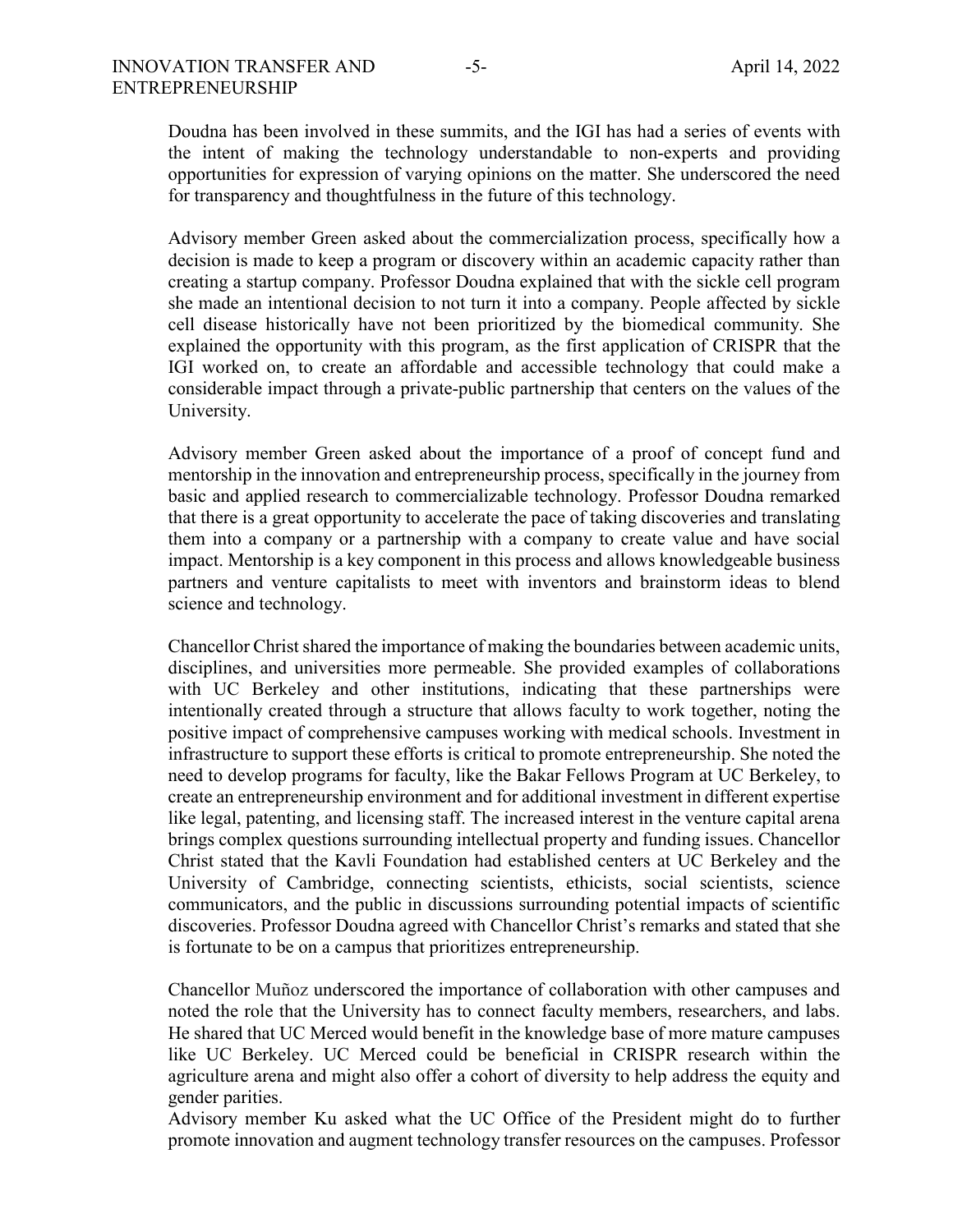Doudna has been involved in these summits, and the IGI has had a series of events with the intent of making the technology understandable to non-experts and providing opportunities for expression of varying opinions on the matter. She underscored the need for transparency and thoughtfulness in the future of this technology.

Advisory member Green asked about the commercialization process, specifically how a decision is made to keep a program or discovery within an academic capacity rather than creating a startup company. Professor Doudna explained that with the sickle cell program she made an intentional decision to not turn it into a company. People affected by sickle cell disease historically have not been prioritized by the biomedical community. She explained the opportunity with this program, as the first application of CRISPR that the IGI worked on, to create an affordable and accessible technology that could make a considerable impact through a private-public partnership that centers on the values of the University.

Advisory member Green asked about the importance of a proof of concept fund and mentorship in the innovation and entrepreneurship process, specifically in the journey from basic and applied research to commercializable technology. Professor Doudna remarked that there is a great opportunity to accelerate the pace of taking discoveries and translating them into a company or a partnership with a company to create value and have social impact. Mentorship is a key component in this process and allows knowledgeable business partners and venture capitalists to meet with inventors and brainstorm ideas to blend science and technology.

Chancellor Christ shared the importance of making the boundaries between academic units, disciplines, and universities more permeable. She provided examples of collaborations with UC Berkeley and other institutions, indicating that these partnerships were intentionally created through a structure that allows faculty to work together, noting the positive impact of comprehensive campuses working with medical schools. Investment in infrastructure to support these efforts is critical to promote entrepreneurship. She noted the need to develop programs for faculty, like the Bakar Fellows Program at UC Berkeley, to create an entrepreneurship environment and for additional investment in different expertise like legal, patenting, and licensing staff. The increased interest in the venture capital arena brings complex questions surrounding intellectual property and funding issues. Chancellor Christ stated that the Kavli Foundation had established centers at UC Berkeley and the University of Cambridge, connecting scientists, ethicists, social scientists, science communicators, and the public in discussions surrounding potential impacts of scientific discoveries. Professor Doudna agreed with Chancellor Christ's remarks and stated that she is fortunate to be on a campus that prioritizes entrepreneurship.

Chancellor Muñoz underscored the importance of collaboration with other campuses and noted the role that the University has to connect faculty members, researchers, and labs. He shared that UC Merced would benefit in the knowledge base of more mature campuses like UC Berkeley. UC Merced could be beneficial in CRISPR research within the agriculture arena and might also offer a cohort of diversity to help address the equity and gender parities.

Advisory member Ku asked what the UC Office of the President might do to further promote innovation and augment technology transfer resources on the campuses. Professor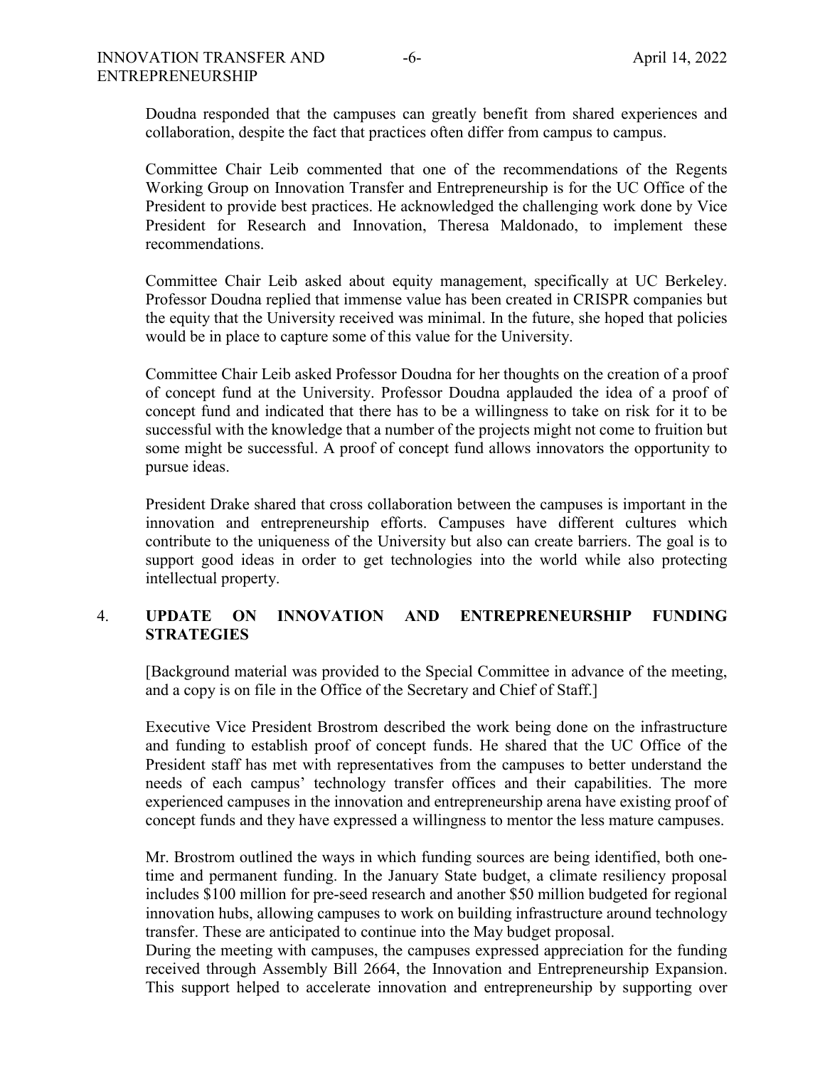Doudna responded that the campuses can greatly benefit from shared experiences and collaboration, despite the fact that practices often differ from campus to campus.

Committee Chair Leib commented that one of the recommendations of the Regents Working Group on Innovation Transfer and Entrepreneurship is for the UC Office of the President to provide best practices. He acknowledged the challenging work done by Vice President for Research and Innovation, Theresa Maldonado, to implement these recommendations.

Committee Chair Leib asked about equity management, specifically at UC Berkeley. Professor Doudna replied that immense value has been created in CRISPR companies but the equity that the University received was minimal. In the future, she hoped that policies would be in place to capture some of this value for the University.

Committee Chair Leib asked Professor Doudna for her thoughts on the creation of a proof of concept fund at the University. Professor Doudna applauded the idea of a proof of concept fund and indicated that there has to be a willingness to take on risk for it to be successful with the knowledge that a number of the projects might not come to fruition but some might be successful. A proof of concept fund allows innovators the opportunity to pursue ideas.

President Drake shared that cross collaboration between the campuses is important in the innovation and entrepreneurship efforts. Campuses have different cultures which contribute to the uniqueness of the University but also can create barriers. The goal is to support good ideas in order to get technologies into the world while also protecting intellectual property.

4. **UPDATE ON INNOVATION AND ENTREPRENEURSHIP FUNDING STRATEGIES**

[Background material was provided to the Special Committee in advance of the meeting, and a copy is on file in the Office of the Secretary and Chief of Staff.]

Executive Vice President Brostrom described the work being done on the infrastructure and funding to establish proof of concept funds. He shared that the UC Office of the President staff has met with representatives from the campuses to better understand the needs of each campus' technology transfer offices and their capabilities. The more experienced campuses in the innovation and entrepreneurship arena have existing proof of concept funds and they have expressed a willingness to mentor the less mature campuses.

Mr. Brostrom outlined the ways in which funding sources are being identified, both one-time and permanent funding. In the January State budget, a climate resiliency proposal includes $100 million for pre-seed research and another $50 million budgeted for regional innovation hubs, allowing campuses to work on building infrastructure around technology transfer. These are anticipated to continue into the May budget proposal.

During the meeting with campuses, the campuses expressed appreciation for the funding received through Assembly Bill 2664, the Innovation and Entrepreneurship Expansion. This support helped to accelerate innovation and entrepreneurship by supporting over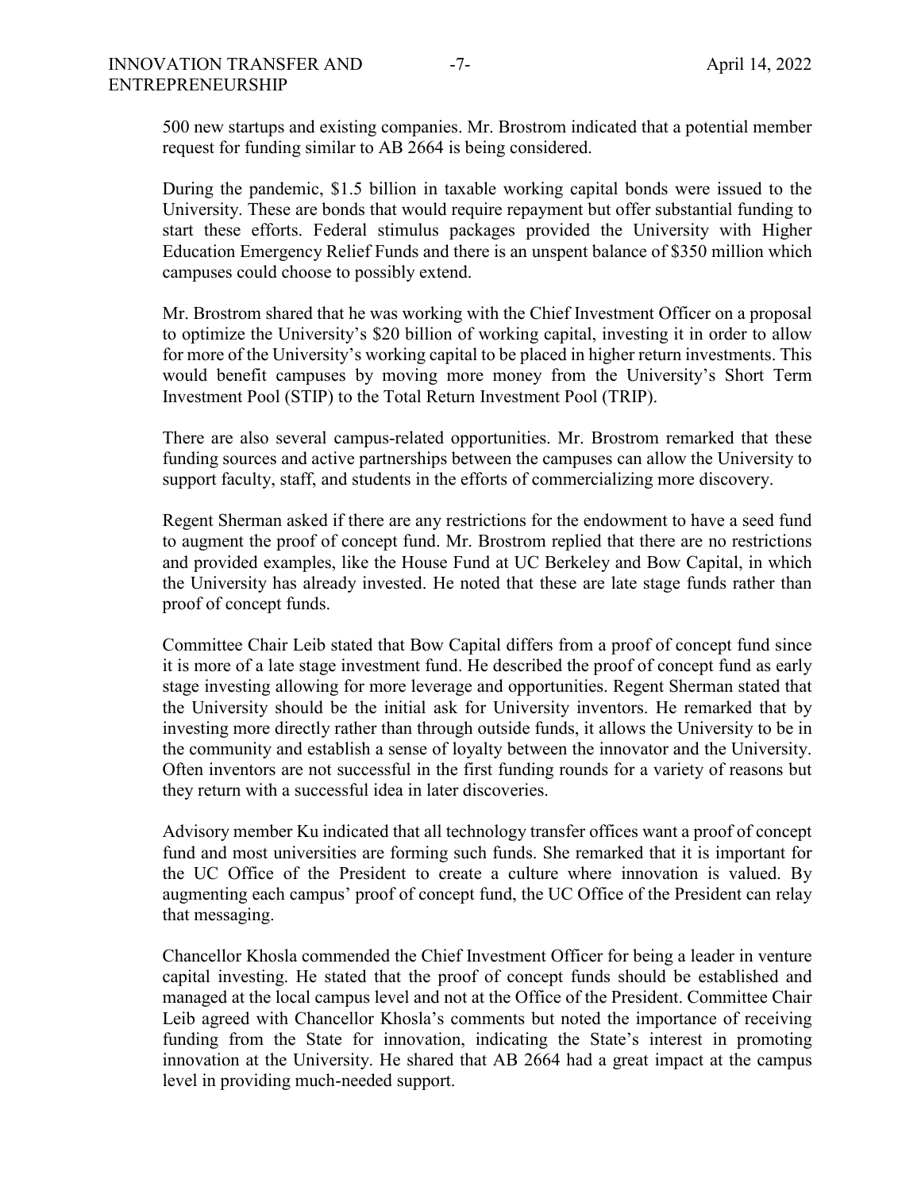500 new startups and existing companies. Mr. Brostrom indicated that a potential member request for funding similar to AB 2664 is being considered.

During the pandemic, $1.5 billion in taxable working capital bonds were issued to the University. These are bonds that would require repayment but offer substantial funding to start these efforts. Federal stimulus packages provided the University with Higher Education Emergency Relief Funds and there is an unspent balance of $350 million which campuses could choose to possibly extend.

Mr. Brostrom shared that he was working with the Chief Investment Officer on a proposal to optimize the University's $20 billion of working capital, investing it in order to allow for more of the University's working capital to be placed in higher return investments. This would benefit campuses by moving more money from the University's Short Term Investment Pool (STIP) to the Total Return Investment Pool (TRIP).

There are also several campus-related opportunities. Mr. Brostrom remarked that these funding sources and active partnerships between the campuses can allow the University to support faculty, staff, and students in the efforts of commercializing more discovery.

Regent Sherman asked if there are any restrictions for the endowment to have a seed fund to augment the proof of concept fund. Mr. Brostrom replied that there are no restrictions and provided examples, like the House Fund at UC Berkeley and Bow Capital, in which the University has already invested. He noted that these are late stage funds rather than proof of concept funds.

Committee Chair Leib stated that Bow Capital differs from a proof of concept fund since it is more of a late stage investment fund. He described the proof of concept fund as early stage investing allowing for more leverage and opportunities. Regent Sherman stated that the University should be the initial ask for University inventors. He remarked that by investing more directly rather than through outside funds, it allows the University to be in the community and establish a sense of loyalty between the innovator and the University. Often inventors are not successful in the first funding rounds for a variety of reasons but they return with a successful idea in later discoveries.

Advisory member Ku indicated that all technology transfer offices want a proof of concept fund and most universities are forming such funds. She remarked that it is important for the UC Office of the President to create a culture where innovation is valued. By augmenting each campus' proof of concept fund, the UC Office of the President can relay that messaging.

Chancellor Khosla commended the Chief Investment Officer for being a leader in venture capital investing. He stated that the proof of concept funds should be established and managed at the local campus level and not at the Office of the President. Committee Chair Leib agreed with Chancellor Khosla's comments but noted the importance of receiving funding from the State for innovation, indicating the State's interest in promoting innovation at the University. He shared that AB 2664 had a great impact at the campus level in providing much-needed support.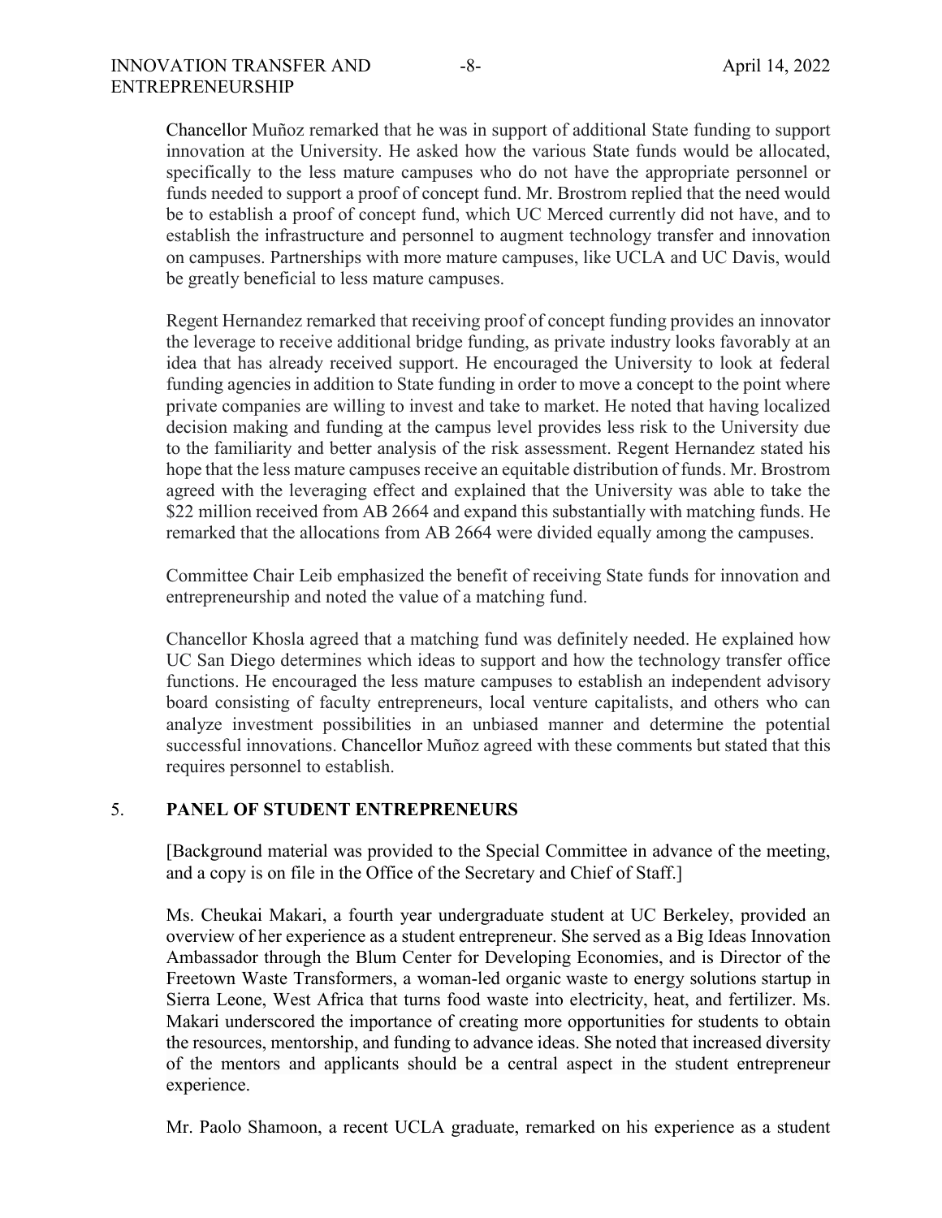Chancellor Muñoz remarked that he was in support of additional State funding to support innovation at the University. He asked how the various State funds would be allocated, specifically to the less mature campuses who do not have the appropriate personnel or funds needed to support a proof of concept fund. Mr. Brostrom replied that the need would be to establish a proof of concept fund, which UC Merced currently did not have, and to establish the infrastructure and personnel to augment technology transfer and innovation on campuses. Partnerships with more mature campuses, like UCLA and UC Davis, would be greatly beneficial to less mature campuses.

Regent Hernandez remarked that receiving proof of concept funding provides an innovator the leverage to receive additional bridge funding, as private industry looks favorably at an idea that has already received support. He encouraged the University to look at federal funding agencies in addition to State funding in order to move a concept to the point where private companies are willing to invest and take to market. He noted that having localized decision making and funding at the campus level provides less risk to the University due to the familiarity and better analysis of the risk assessment. Regent Hernandez stated his hope that the less mature campuses receive an equitable distribution of funds. Mr. Brostrom agreed with the leveraging effect and explained that the University was able to take the $22 million received from AB 2664 and expand this substantially with matching funds. He remarked that the allocations from AB 2664 were divided equally among the campuses.

Committee Chair Leib emphasized the benefit of receiving State funds for innovation and entrepreneurship and noted the value of a matching fund.

Chancellor Khosla agreed that a matching fund was definitely needed. He explained how UC San Diego determines which ideas to support and how the technology transfer office functions. He encouraged the less mature campuses to establish an independent advisory board consisting of faculty entrepreneurs, local venture capitalists, and others who can analyze investment possibilities in an unbiased manner and determine the potential successful innovations. Chancellor Muñoz agreed with these comments but stated that this requires personnel to establish.

## 5. PANEL OF STUDENT ENTREPRENEURS

[Background material was provided to the Special Committee in advance of the meeting, and a copy is on file in the Office of the Secretary and Chief of Staff.]

Ms. Cheukai Makari, a fourth year undergraduate student at UC Berkeley, provided an overview of her experience as a student entrepreneur. She served as a Big Ideas Innovation Ambassador through the Blum Center for Developing Economies, and is Director of the Freetown Waste Transformers, a woman-led organic waste to energy solutions startup in Sierra Leone, West Africa that turns food waste into electricity, heat, and fertilizer. Ms. Makari underscored the importance of creating more opportunities for students to obtain the resources, mentorship, and funding to advance ideas. She noted that increased diversity of the mentors and applicants should be a central aspect in the student entrepreneur experience.

Mr. Paolo Shamoon, a recent UCLA graduate, remarked on his experience as a student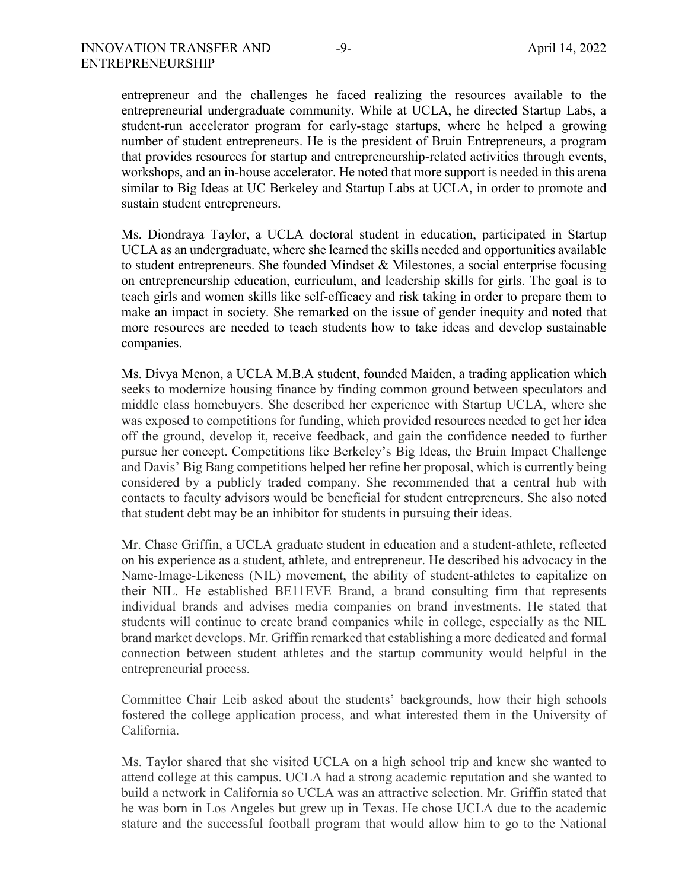entrepreneur and the challenges he faced realizing the resources available to the entrepreneurial undergraduate community. While at UCLA, he directed Startup Labs, a student-run accelerator program for early-stage startups, where he helped a growing number of student entrepreneurs. He is the president of Bruin Entrepreneurs, a program that provides resources for startup and entrepreneurship-related activities through events, workshops, and an in-house accelerator. He noted that more support is needed in this arena similar to Big Ideas at UC Berkeley and Startup Labs at UCLA, in order to promote and sustain student entrepreneurs.

Ms. Diondraya Taylor, a UCLA doctoral student in education, participated in Startup UCLA as an undergraduate, where she learned the skills needed and opportunities available to student entrepreneurs. She founded Mindset & Milestones, a social enterprise focusing on entrepreneurship education, curriculum, and leadership skills for girls. The goal is to teach girls and women skills like self-efficacy and risk taking in order to prepare them to make an impact in society. She remarked on the issue of gender inequity and noted that more resources are needed to teach students how to take ideas and develop sustainable companies.

Ms. Divya Menon, a UCLA M.B.A student, founded Maiden, a trading application which seeks to modernize housing finance by finding common ground between speculators and middle class homebuyers. She described her experience with Startup UCLA, where she was exposed to competitions for funding, which provided resources needed to get her idea off the ground, develop it, receive feedback, and gain the confidence needed to further pursue her concept. Competitions like Berkeley's Big Ideas, the Bruin Impact Challenge and Davis' Big Bang competitions helped her refine her proposal, which is currently being considered by a publicly traded company. She recommended that a central hub with contacts to faculty advisors would be beneficial for student entrepreneurs. She also noted that student debt may be an inhibitor for students in pursuing their ideas.

Mr. Chase Griffin, a UCLA graduate student in education and a student-athlete, reflected on his experience as a student, athlete, and entrepreneur. He described his advocacy in the Name-Image-Likeness (NIL) movement, the ability of student-athletes to capitalize on their NIL. He established BE11EVE Brand, a brand consulting firm that represents individual brands and advises media companies on brand investments. He stated that students will continue to create brand companies while in college, especially as the NIL brand market develops. Mr. Griffin remarked that establishing a more dedicated and formal connection between student athletes and the startup community would helpful in the entrepreneurial process.

Committee Chair Leib asked about the students' backgrounds, how their high schools fostered the college application process, and what interested them in the University of California.

Ms. Taylor shared that she visited UCLA on a high school trip and knew she wanted to attend college at this campus. UCLA had a strong academic reputation and she wanted to build a network in California so UCLA was an attractive selection. Mr. Griffin stated that he was born in Los Angeles but grew up in Texas. He chose UCLA due to the academic stature and the successful football program that would allow him to go to the National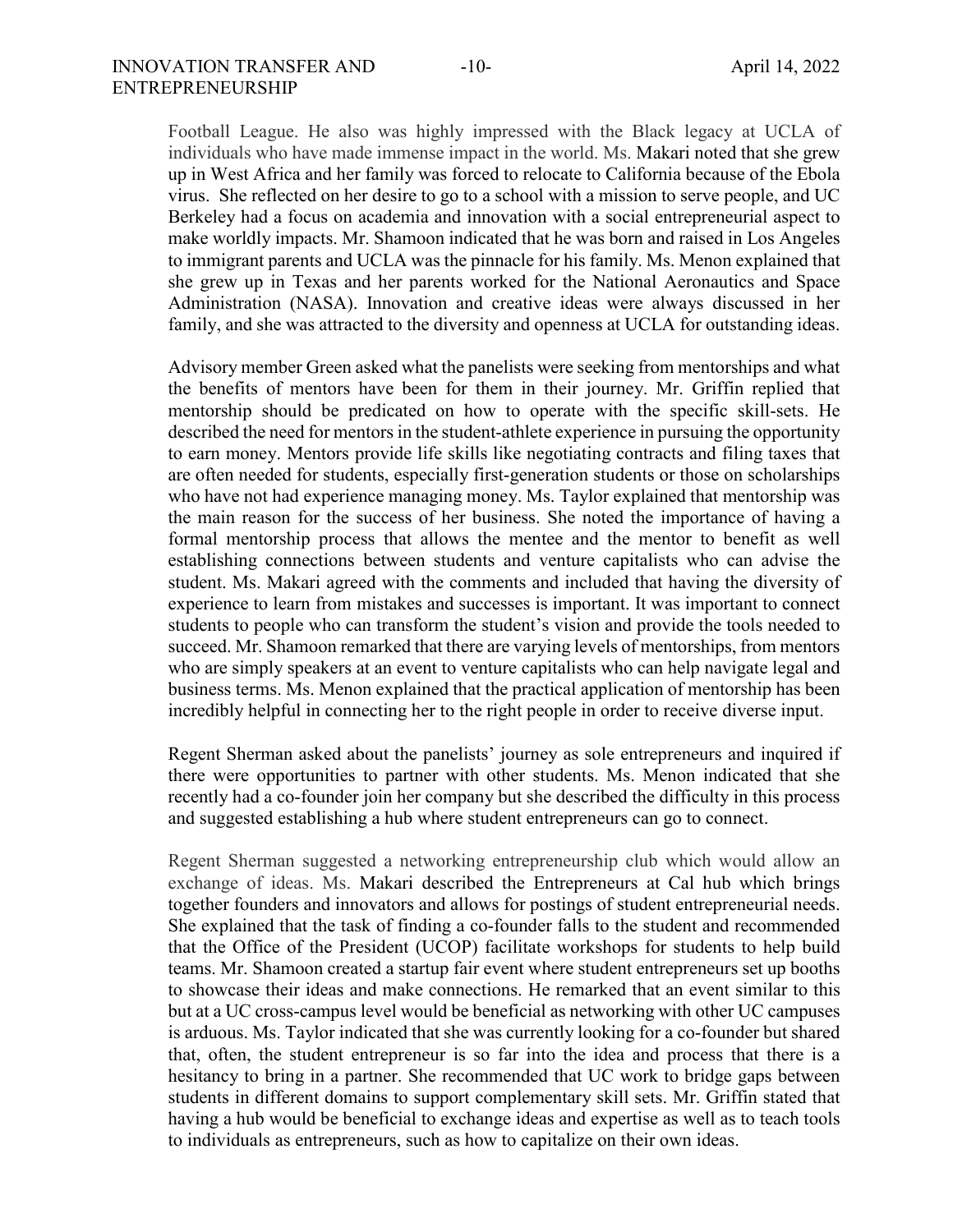Football League. He also was highly impressed with the Black legacy at UCLA of individuals who have made immense impact in the world. Ms. Makari noted that she grew up in West Africa and her family was forced to relocate to California because of the Ebola virus. She reflected on her desire to go to a school with a mission to serve people, and UC Berkeley had a focus on academia and innovation with a social entrepreneurial aspect to make worldly impacts. Mr. Shamoon indicated that he was born and raised in Los Angeles to immigrant parents and UCLA was the pinnacle for his family. Ms. Menon explained that she grew up in Texas and her parents worked for the National Aeronautics and Space Administration (NASA). Innovation and creative ideas were always discussed in her family, and she was attracted to the diversity and openness at UCLA for outstanding ideas.

Advisory member Green asked what the panelists were seeking from mentorships and what the benefits of mentors have been for them in their journey. Mr. Griffin replied that mentorship should be predicated on how to operate with the specific skill-sets. He described the need for mentors in the student-athlete experience in pursuing the opportunity to earn money. Mentors provide life skills like negotiating contracts and filing taxes that are often needed for students, especially first-generation students or those on scholarships who have not had experience managing money. Ms. Taylor explained that mentorship was the main reason for the success of her business. She noted the importance of having a formal mentorship process that allows the mentee and the mentor to benefit as well establishing connections between students and venture capitalists who can advise the student. Ms. Makari agreed with the comments and included that having the diversity of experience to learn from mistakes and successes is important. It was important to connect students to people who can transform the student's vision and provide the tools needed to succeed. Mr. Shamoon remarked that there are varying levels of mentorships, from mentors who are simply speakers at an event to venture capitalists who can help navigate legal and business terms. Ms. Menon explained that the practical application of mentorship has been incredibly helpful in connecting her to the right people in order to receive diverse input.

Regent Sherman asked about the panelists' journey as sole entrepreneurs and inquired if there were opportunities to partner with other students. Ms. Menon indicated that she recently had a co-founder join her company but she described the difficulty in this process and suggested establishing a hub where student entrepreneurs can go to connect.

Regent Sherman suggested a networking entrepreneurship club which would allow an exchange of ideas. Ms. Makari described the Entrepreneurs at Cal hub which brings together founders and innovators and allows for postings of student entrepreneurial needs. She explained that the task of finding a co-founder falls to the student and recommended that the Office of the President (UCOP) facilitate workshops for students to help build teams. Mr. Shamoon created a startup fair event where student entrepreneurs set up booths to showcase their ideas and make connections. He remarked that an event similar to this but at a UC cross-campus level would be beneficial as networking with other UC campuses is arduous. Ms. Taylor indicated that she was currently looking for a co-founder but shared that, often, the student entrepreneur is so far into the idea and process that there is a hesitancy to bring in a partner. She recommended that UC work to bridge gaps between students in different domains to support complementary skill sets. Mr. Griffin stated that having a hub would be beneficial to exchange ideas and expertise as well as to teach tools to individuals as entrepreneurs, such as how to capitalize on their own ideas.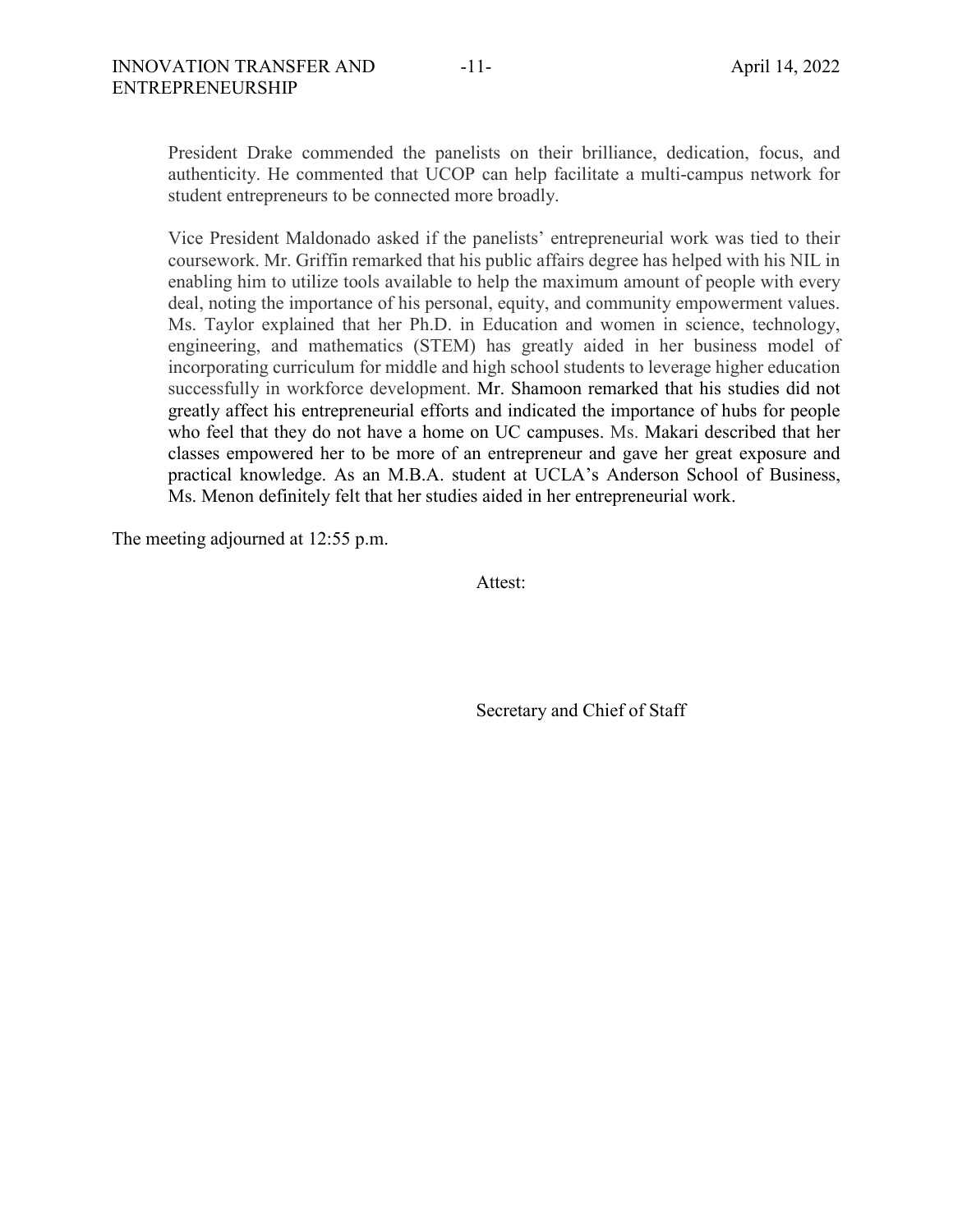President Drake commended the panelists on their brilliance, dedication, focus, and authenticity. He commented that UCOP can help facilitate a multi-campus network for student entrepreneurs to be connected more broadly.

Vice President Maldonado asked if the panelists' entrepreneurial work was tied to their coursework. Mr. Griffin remarked that his public affairs degree has helped with his NIL in enabling him to utilize tools available to help the maximum amount of people with every deal, noting the importance of his personal, equity, and community empowerment values. Ms. Taylor explained that her Ph.D. in Education and women in science, technology, engineering, and mathematics (STEM) has greatly aided in her business model of incorporating curriculum for middle and high school students to leverage higher education successfully in workforce development. Mr. Shamoon remarked that his studies did not greatly affect his entrepreneurial efforts and indicated the importance of hubs for people who feel that they do not have a home on UC campuses. Ms. Makari described that her classes empowered her to be more of an entrepreneur and gave her great exposure and practical knowledge. As an M.B.A. student at UCLA's Anderson School of Business, Ms. Menon definitely felt that her studies aided in her entrepreneurial work.

The meeting adjourned at 12:55 p.m.

Attest:

Secretary and Chief of Staff